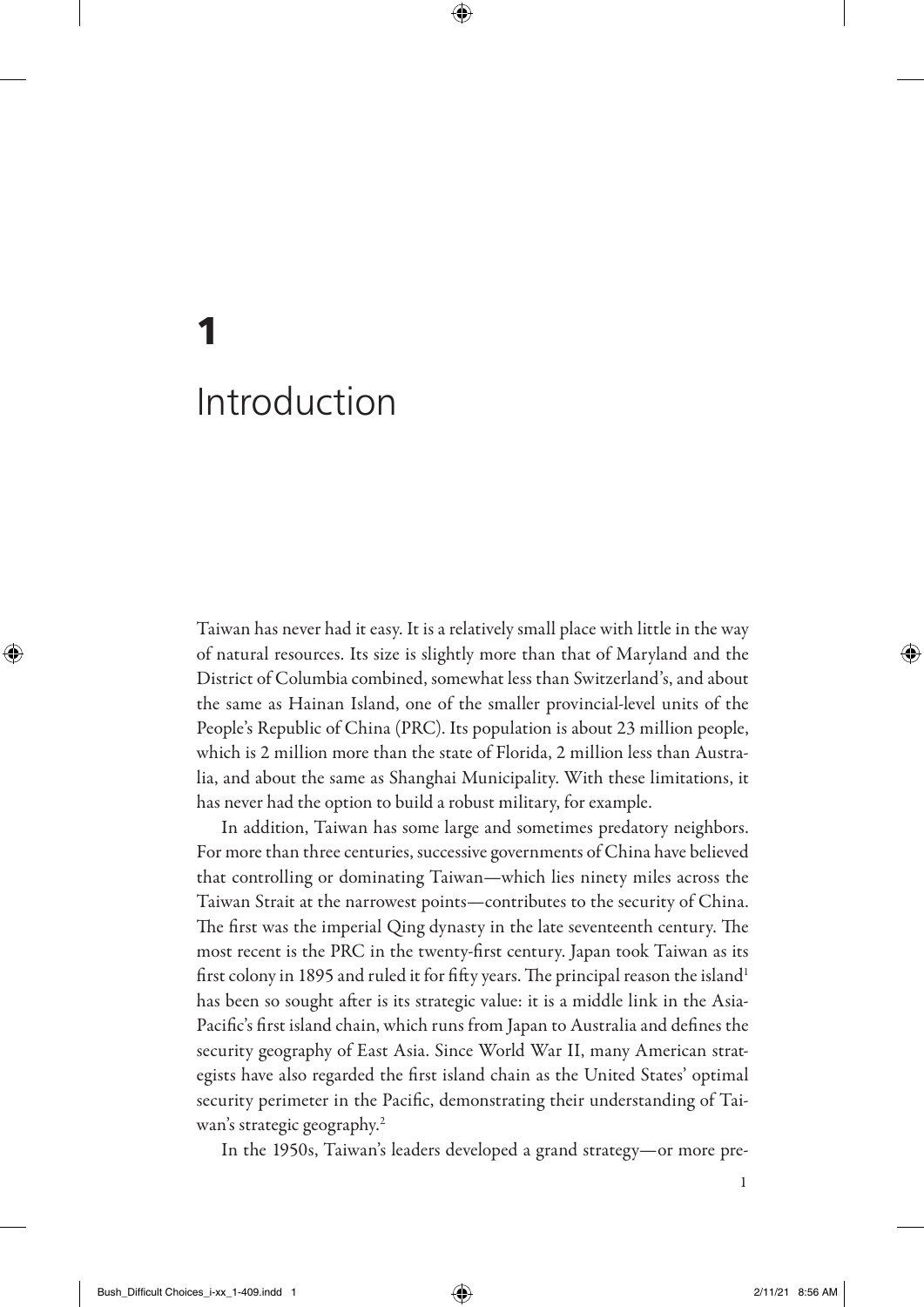# 1

# Introduction

Taiwan has never had it easy. It is a relatively small place with little in the way of natural resources. Its size is slightly more than that of Maryland and the District of Columbia combined, somewhat less than Switzerland's, and about the same as Hainan Island, one of the smaller provincial-level units of the People's Republic of China (PRC). Its population is about 23 million people, which is 2 million more than the state of Florida, 2 million less than Australia, and about the same as Shanghai Municipality. With these limitations, it has never had the option to build a robust military, for example.

In addition, Taiwan has some large and sometimes predatory neighbors. For more than three centuries, successive governments of China have believed that controlling or dominating Taiwan—which lies ninety miles across the Taiwan Strait at the narrowest points—contributes to the security of China. The first was the imperial Qing dynasty in the late seventeenth century. The most recent is the PRC in the twenty-first century. Japan took Taiwan as its first colony in 1895 and ruled it for fifty years. The principal reason the island[1] has been so sought after is its strategic value: it is a middle link in the Asia-Pacific's first island chain, which runs from Japan to Australia and defines the security geography of East Asia. Since World War II, many American strategists have also regarded the first island chain as the United States' optimal security perimeter in the Pacific, demonstrating their understanding of Taiwan's strategic geography.[2]

In the 1950s, Taiwan's leaders developed a grand strategy—or more pre-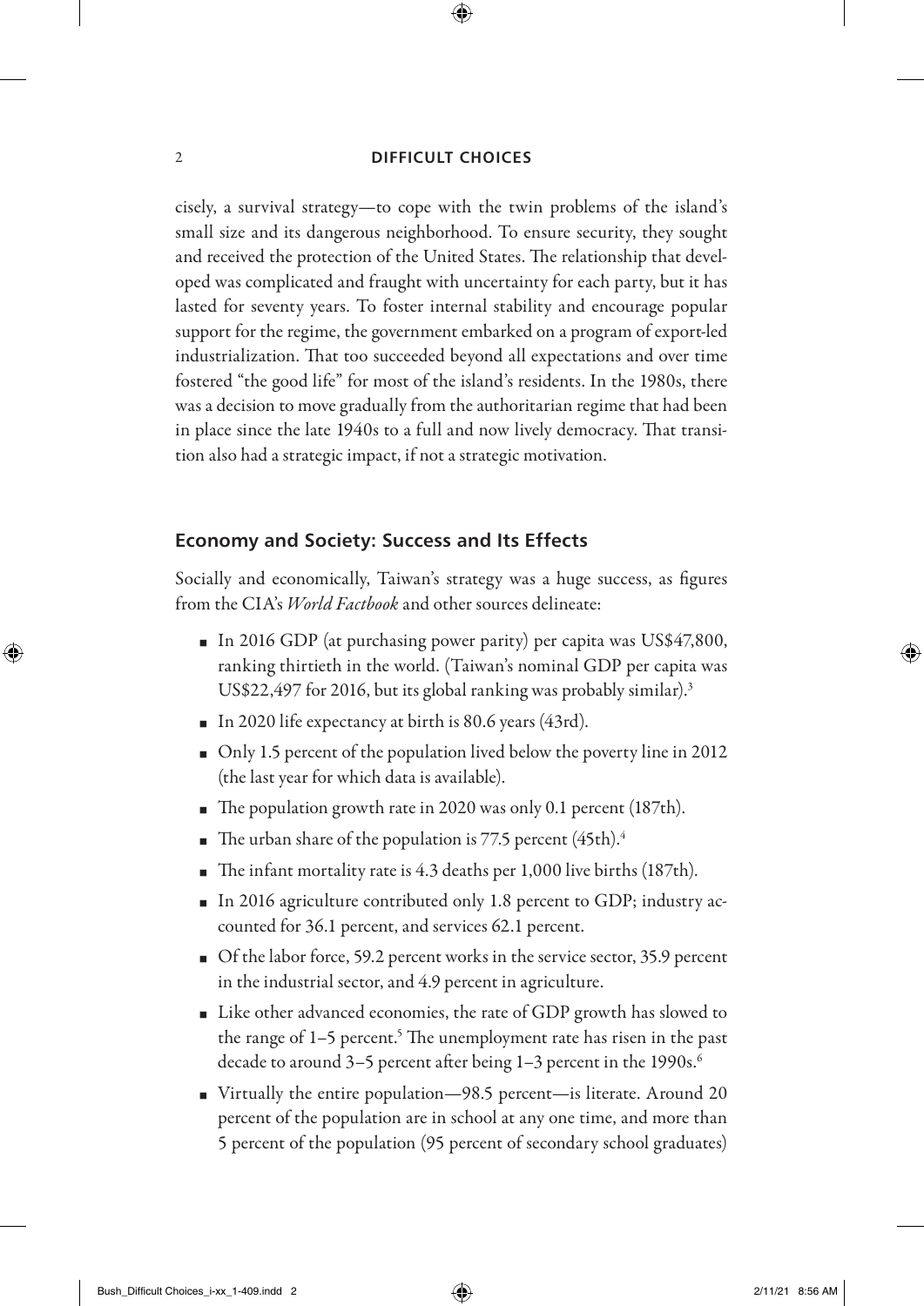cisely, a survival strategy—to cope with the twin problems of the island's small size and its dangerous neighborhood. To ensure security, they sought and received the protection of the United States. The relationship that developed was complicated and fraught with uncertainty for each party, but it has lasted for seventy years. To foster internal stability and encourage popular support for the regime, the government embarked on a program of export-led industrialization. That too succeeded beyond all expectations and over time fostered "the good life" for most of the island's residents. In the 1980s, there was a decision to move gradually from the authoritarian regime that had been in place since the late 1940s to a full and now lively democracy. That transition also had a strategic impact, if not a strategic motivation.

## Economy and Society: Success and Its Effects

Socially and economically, Taiwan's strategy was a huge success, as figures from the CIA's *World Factbook* and other sources delineate:

- In 2016 GDP (at purchasing power parity) per capita was US$47,800, ranking thirtieth in the world. (Taiwan's nominal GDP per capita was US$22,497 for 2016, but its global ranking was probably similar).[3]
- In 2020 life expectancy at birth is 80.6 years (43rd).
- Only 1.5 percent of the population lived below the poverty line in 2012 (the last year for which data is available).
- The population growth rate in 2020 was only 0.1 percent (187th).
- The urban share of the population is 77.5 percent (45th).[4]
- The infant mortality rate is 4.3 deaths per 1,000 live births (187th).
- In 2016 agriculture contributed only 1.8 percent to GDP; industry accounted for 36.1 percent, and services 62.1 percent.
- Of the labor force, 59.2 percent works in the service sector, 35.9 percent in the industrial sector, and 4.9 percent in agriculture.
- Like other advanced economies, the rate of GDP growth has slowed to the range of 1–5 percent.[5] The unemployment rate has risen in the past decade to around 3–5 percent after being 1–3 percent in the 1990s.[6]
- Virtually the entire population—98.5 percent—is literate. Around 20 percent of the population are in school at any one time, and more than 5 percent of the population (95 percent of secondary school graduates)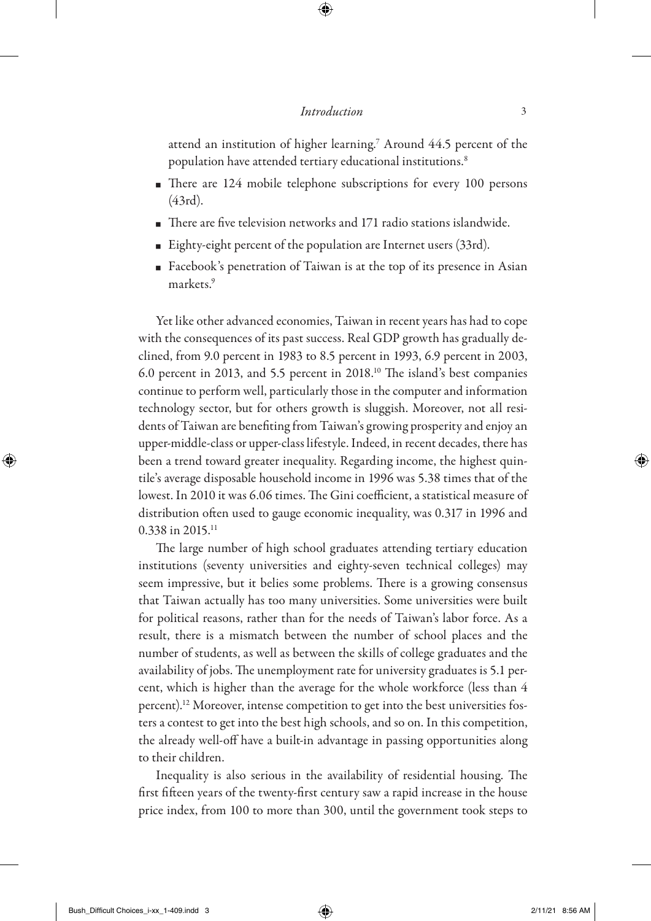attend an institution of higher learning.[7] Around 44.5 percent of the population have attended tertiary educational institutions.[8]

- There are 124 mobile telephone subscriptions for every 100 persons (43rd).
- There are five television networks and 171 radio stations islandwide.
- Eighty-eight percent of the population are Internet users (33rd).
- Facebook's penetration of Taiwan is at the top of its presence in Asian markets.[9]

Yet like other advanced economies, Taiwan in recent years has had to cope with the consequences of its past success. Real GDP growth has gradually declined, from 9.0 percent in 1983 to 8.5 percent in 1993, 6.9 percent in 2003, 6.0 percent in 2013, and 5.5 percent in 2018.[10] The island's best companies continue to perform well, particularly those in the computer and information technology sector, but for others growth is sluggish. Moreover, not all residents of Taiwan are benefiting from Taiwan's growing prosperity and enjoy an upper-middle-class or upper-class lifestyle. Indeed, in recent decades, there has been a trend toward greater inequality. Regarding income, the highest quintile's average disposable household income in 1996 was 5.38 times that of the lowest. In 2010 it was 6.06 times. The Gini coefficient, a statistical measure of distribution often used to gauge economic inequality, was 0.317 in 1996 and 0.338 in 2015.[11]

The large number of high school graduates attending tertiary education institutions (seventy universities and eighty-seven technical colleges) may seem impressive, but it belies some problems. There is a growing consensus that Taiwan actually has too many universities. Some universities were built for political reasons, rather than for the needs of Taiwan's labor force. As a result, there is a mismatch between the number of school places and the number of students, as well as between the skills of college graduates and the availability of jobs. The unemployment rate for university graduates is 5.1 percent, which is higher than the average for the whole workforce (less than 4 percent).[12] Moreover, intense competition to get into the best universities fosters a contest to get into the best high schools, and so on. In this competition, the already well-off have a built-in advantage in passing opportunities along to their children.

Inequality is also serious in the availability of residential housing. The first fifteen years of the twenty-first century saw a rapid increase in the house price index, from 100 to more than 300, until the government took steps to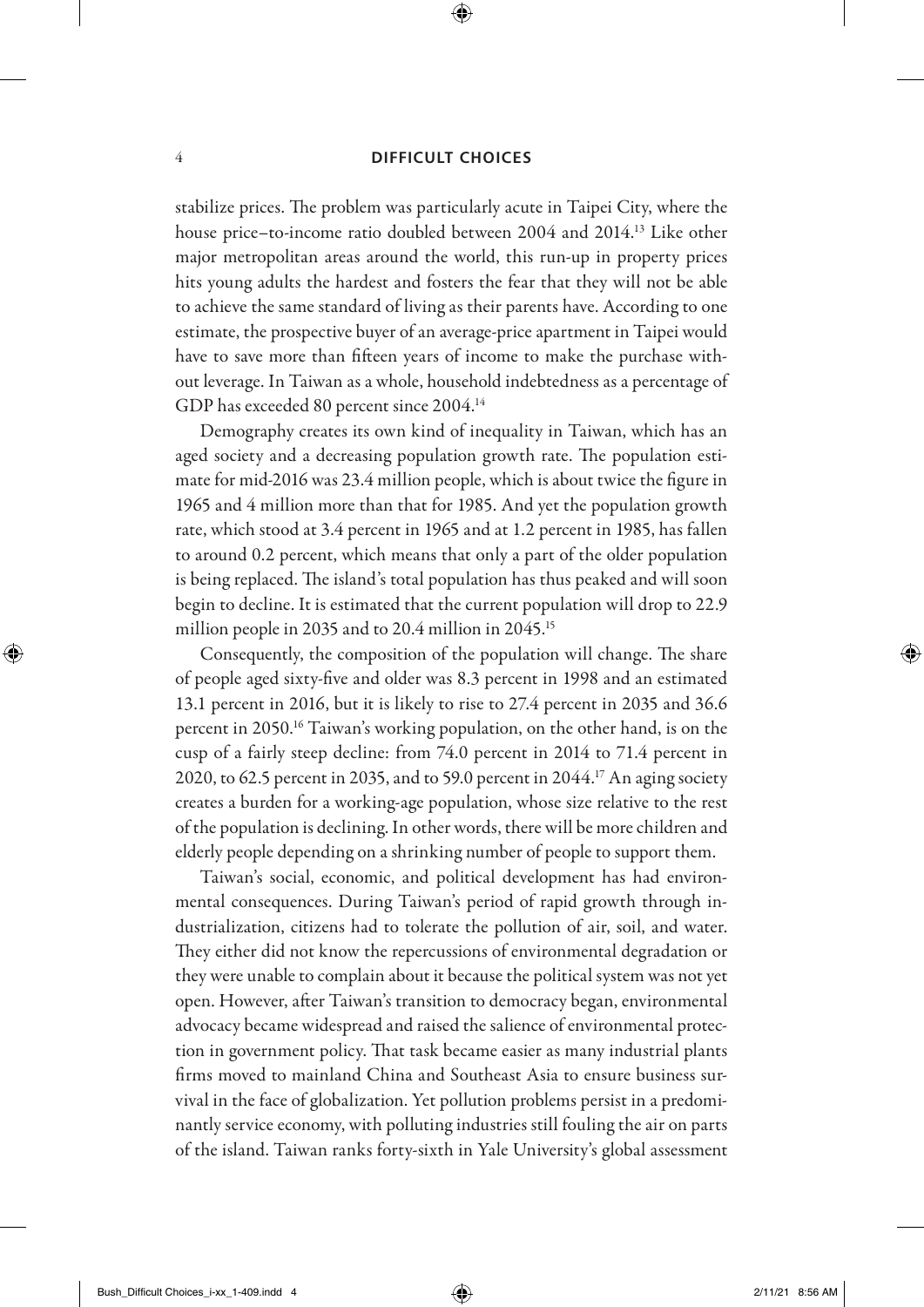stabilize prices. The problem was particularly acute in Taipei City, where the house price–to-income ratio doubled between 2004 and 2014.[13] Like other major metropolitan areas around the world, this run-up in property prices hits young adults the hardest and fosters the fear that they will not be able to achieve the same standard of living as their parents have. According to one estimate, the prospective buyer of an average-price apartment in Taipei would have to save more than fifteen years of income to make the purchase without leverage. In Taiwan as a whole, household indebtedness as a percentage of GDP has exceeded 80 percent since 2004.[14]

Demography creates its own kind of inequality in Taiwan, which has an aged society and a decreasing population growth rate. The population estimate for mid-2016 was 23.4 million people, which is about twice the figure in 1965 and 4 million more than that for 1985. And yet the population growth rate, which stood at 3.4 percent in 1965 and at 1.2 percent in 1985, has fallen to around 0.2 percent, which means that only a part of the older population is being replaced. The island's total population has thus peaked and will soon begin to decline. It is estimated that the current population will drop to 22.9 million people in 2035 and to 20.4 million in 2045.[15]

Consequently, the composition of the population will change. The share of people aged sixty-five and older was 8.3 percent in 1998 and an estimated 13.1 percent in 2016, but it is likely to rise to 27.4 percent in 2035 and 36.6 percent in 2050.[16] Taiwan's working population, on the other hand, is on the cusp of a fairly steep decline: from 74.0 percent in 2014 to 71.4 percent in 2020, to 62.5 percent in 2035, and to 59.0 percent in 2044.[17] An aging society creates a burden for a working-age population, whose size relative to the rest of the population is declining. In other words, there will be more children and elderly people depending on a shrinking number of people to support them.

Taiwan's social, economic, and political development has had environmental consequences. During Taiwan's period of rapid growth through industrialization, citizens had to tolerate the pollution of air, soil, and water. They either did not know the repercussions of environmental degradation or they were unable to complain about it because the political system was not yet open. However, after Taiwan's transition to democracy began, environmental advocacy became widespread and raised the salience of environmental protection in government policy. That task became easier as many industrial plants firms moved to mainland China and Southeast Asia to ensure business survival in the face of globalization. Yet pollution problems persist in a predominantly service economy, with polluting industries still fouling the air on parts of the island. Taiwan ranks forty-sixth in Yale University's global assessment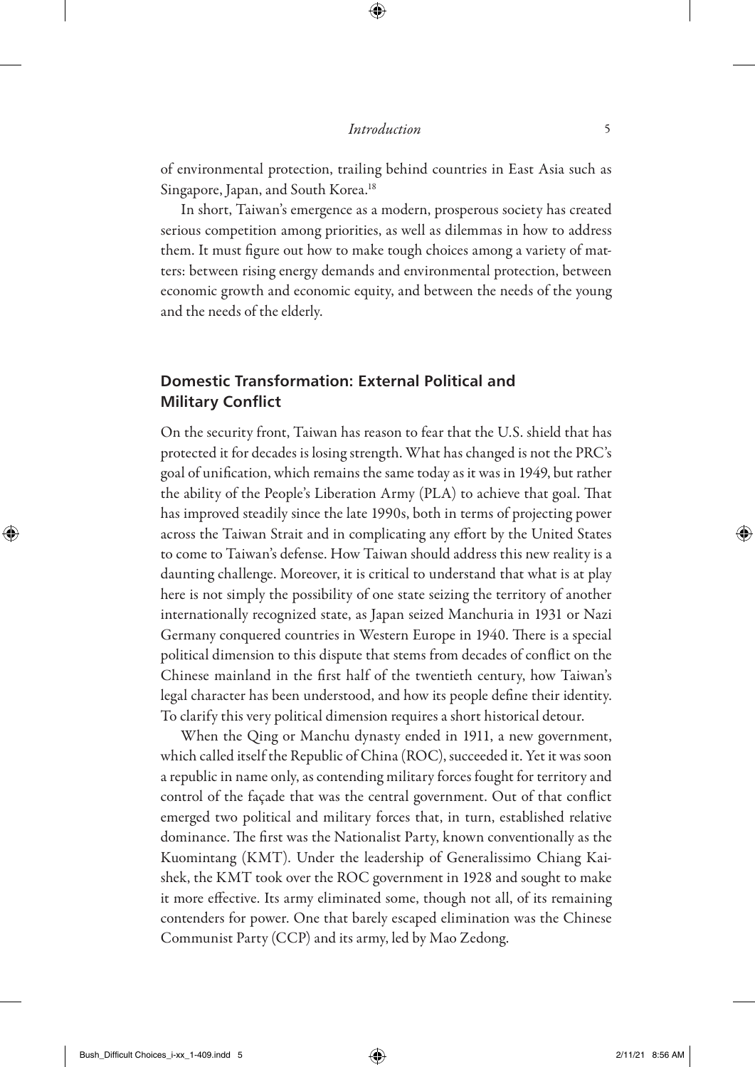of environmental protection, trailing behind countries in East Asia such as Singapore, Japan, and South Korea.[18]

In short, Taiwan's emergence as a modern, prosperous society has created serious competition among priorities, as well as dilemmas in how to address them. It must figure out how to make tough choices among a variety of matters: between rising energy demands and environmental protection, between economic growth and economic equity, and between the needs of the young and the needs of the elderly.

## Domestic Transformation: External Political and Military Conflict

On the security front, Taiwan has reason to fear that the U.S. shield that has protected it for decades is losing strength. What has changed is not the PRC's goal of unification, which remains the same today as it was in 1949, but rather the ability of the People's Liberation Army (PLA) to achieve that goal. That has improved steadily since the late 1990s, both in terms of projecting power across the Taiwan Strait and in complicating any effort by the United States to come to Taiwan's defense. How Taiwan should address this new reality is a daunting challenge. Moreover, it is critical to understand that what is at play here is not simply the possibility of one state seizing the territory of another internationally recognized state, as Japan seized Manchuria in 1931 or Nazi Germany conquered countries in Western Europe in 1940. There is a special political dimension to this dispute that stems from decades of conflict on the Chinese mainland in the first half of the twentieth century, how Taiwan's legal character has been understood, and how its people define their identity. To clarify this very political dimension requires a short historical detour.

When the Qing or Manchu dynasty ended in 1911, a new government, which called itself the Republic of China (ROC), succeeded it. Yet it was soon a republic in name only, as contending military forces fought for territory and control of the façade that was the central government. Out of that conflict emerged two political and military forces that, in turn, established relative dominance. The first was the Nationalist Party, known conventionally as the Kuomintang (KMT). Under the leadership of Generalissimo Chiang Kai-shek, the KMT took over the ROC government in 1928 and sought to make it more effective. Its army eliminated some, though not all, of its remaining contenders for power. One that barely escaped elimination was the Chinese Communist Party (CCP) and its army, led by Mao Zedong.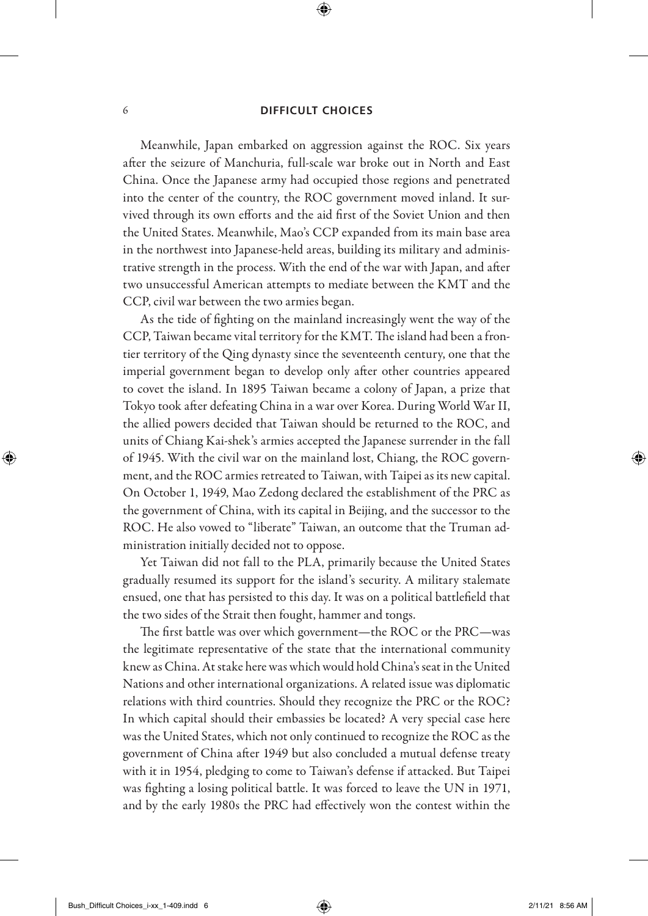Meanwhile, Japan embarked on aggression against the ROC. Six years after the seizure of Manchuria, full-scale war broke out in North and East China. Once the Japanese army had occupied those regions and penetrated into the center of the country, the ROC government moved inland. It survived through its own efforts and the aid first of the Soviet Union and then the United States. Meanwhile, Mao's CCP expanded from its main base area in the northwest into Japanese-held areas, building its military and administrative strength in the process. With the end of the war with Japan, and after two unsuccessful American attempts to mediate between the KMT and the CCP, civil war between the two armies began.

As the tide of fighting on the mainland increasingly went the way of the CCP, Taiwan became vital territory for the KMT. The island had been a frontier territory of the Qing dynasty since the seventeenth century, one that the imperial government began to develop only after other countries appeared to covet the island. In 1895 Taiwan became a colony of Japan, a prize that Tokyo took after defeating China in a war over Korea. During World War II, the allied powers decided that Taiwan should be returned to the ROC, and units of Chiang Kai-shek's armies accepted the Japanese surrender in the fall of 1945. With the civil war on the mainland lost, Chiang, the ROC government, and the ROC armies retreated to Taiwan, with Taipei as its new capital. On October 1, 1949, Mao Zedong declared the establishment of the PRC as the government of China, with its capital in Beijing, and the successor to the ROC. He also vowed to "liberate" Taiwan, an outcome that the Truman administration initially decided not to oppose.

Yet Taiwan did not fall to the PLA, primarily because the United States gradually resumed its support for the island's security. A military stalemate ensued, one that has persisted to this day. It was on a political battlefield that the two sides of the Strait then fought, hammer and tongs.

The first battle was over which government—the ROC or the PRC—was the legitimate representative of the state that the international community knew as China. At stake here was which would hold China's seat in the United Nations and other international organizations. A related issue was diplomatic relations with third countries. Should they recognize the PRC or the ROC? In which capital should their embassies be located? A very special case here was the United States, which not only continued to recognize the ROC as the government of China after 1949 but also concluded a mutual defense treaty with it in 1954, pledging to come to Taiwan's defense if attacked. But Taipei was fighting a losing political battle. It was forced to leave the UN in 1971, and by the early 1980s the PRC had effectively won the contest within the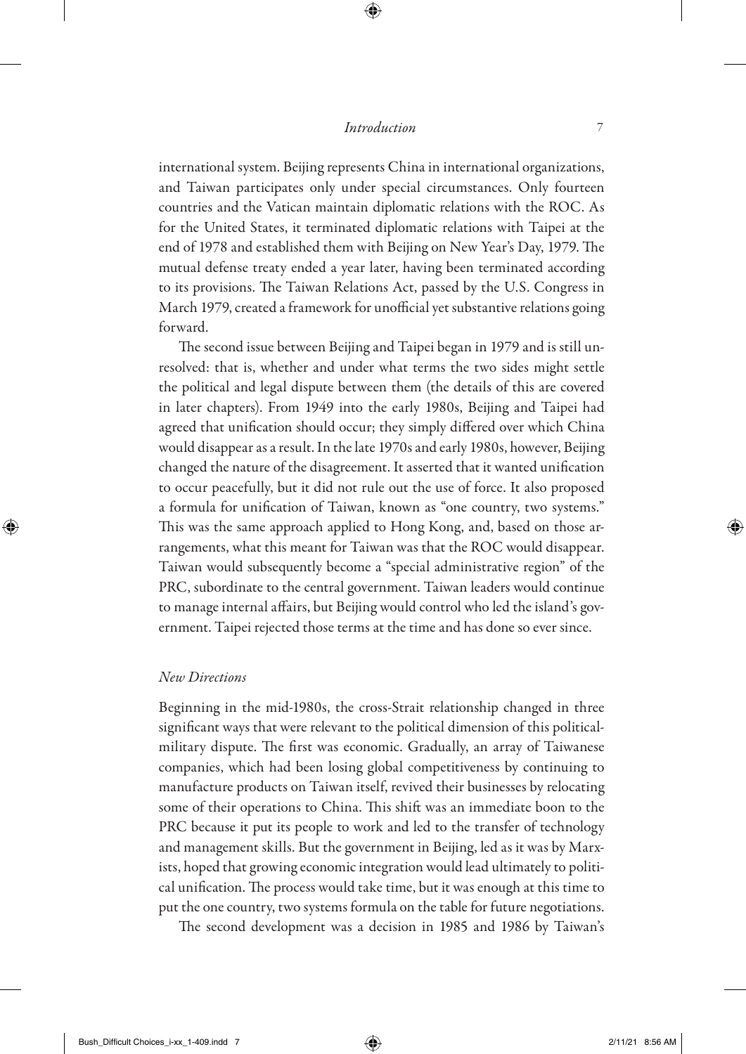international system. Beijing represents China in international organizations, and Taiwan participates only under special circumstances. Only fourteen countries and the Vatican maintain diplomatic relations with the ROC. As for the United States, it terminated diplomatic relations with Taipei at the end of 1978 and established them with Beijing on New Year's Day, 1979. The mutual defense treaty ended a year later, having been terminated according to its provisions. The Taiwan Relations Act, passed by the U.S. Congress in March 1979, created a framework for unofficial yet substantive relations going forward.

The second issue between Beijing and Taipei began in 1979 and is still unresolved: that is, whether and under what terms the two sides might settle the political and legal dispute between them (the details of this are covered in later chapters). From 1949 into the early 1980s, Beijing and Taipei had agreed that unification should occur; they simply differed over which China would disappear as a result. In the late 1970s and early 1980s, however, Beijing changed the nature of the disagreement. It asserted that it wanted unification to occur peacefully, but it did not rule out the use of force. It also proposed a formula for unification of Taiwan, known as "one country, two systems." This was the same approach applied to Hong Kong, and, based on those arrangements, what this meant for Taiwan was that the ROC would disappear. Taiwan would subsequently become a "special administrative region" of the PRC, subordinate to the central government. Taiwan leaders would continue to manage internal affairs, but Beijing would control who led the island's government. Taipei rejected those terms at the time and has done so ever since.

### *New Directions*

Beginning in the mid-1980s, the cross-Strait relationship changed in three significant ways that were relevant to the political dimension of this political-military dispute. The first was economic. Gradually, an array of Taiwanese companies, which had been losing global competitiveness by continuing to manufacture products on Taiwan itself, revived their businesses by relocating some of their operations to China. This shift was an immediate boon to the PRC because it put its people to work and led to the transfer of technology and management skills. But the government in Beijing, led as it was by Marxists, hoped that growing economic integration would lead ultimately to political unification. The process would take time, but it was enough at this time to put the one country, two systems formula on the table for future negotiations.

The second development was a decision in 1985 and 1986 by Taiwan's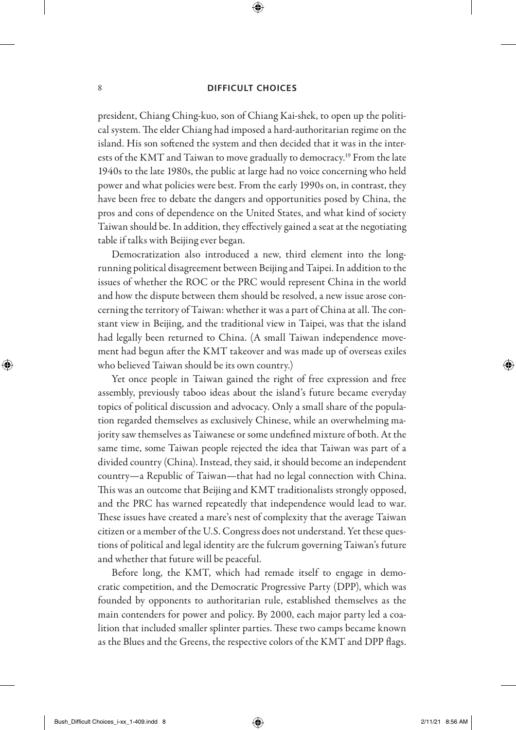president, Chiang Ching-kuo, son of Chiang Kai-shek, to open up the political system. The elder Chiang had imposed a hard-authoritarian regime on the island. His son softened the system and then decided that it was in the interests of the KMT and Taiwan to move gradually to democracy.[19] From the late 1940s to the late 1980s, the public at large had no voice concerning who held power and what policies were best. From the early 1990s on, in contrast, they have been free to debate the dangers and opportunities posed by China, the pros and cons of dependence on the United States, and what kind of society Taiwan should be. In addition, they effectively gained a seat at the negotiating table if talks with Beijing ever began.

Democratization also introduced a new, third element into the long-running political disagreement between Beijing and Taipei. In addition to the issues of whether the ROC or the PRC would represent China in the world and how the dispute between them should be resolved, a new issue arose concerning the territory of Taiwan: whether it was a part of China at all. The constant view in Beijing, and the traditional view in Taipei, was that the island had legally been returned to China. (A small Taiwan independence movement had begun after the KMT takeover and was made up of overseas exiles who believed Taiwan should be its own country.)

Yet once people in Taiwan gained the right of free expression and free assembly, previously taboo ideas about the island's future became everyday topics of political discussion and advocacy. Only a small share of the population regarded themselves as exclusively Chinese, while an overwhelming majority saw themselves as Taiwanese or some undefined mixture of both. At the same time, some Taiwan people rejected the idea that Taiwan was part of a divided country (China). Instead, they said, it should become an independent country—a Republic of Taiwan—that had no legal connection with China. This was an outcome that Beijing and KMT traditionalists strongly opposed, and the PRC has warned repeatedly that independence would lead to war. These issues have created a mare's nest of complexity that the average Taiwan citizen or a member of the U.S. Congress does not understand. Yet these questions of political and legal identity are the fulcrum governing Taiwan's future and whether that future will be peaceful.

Before long, the KMT, which had remade itself to engage in democratic competition, and the Democratic Progressive Party (DPP), which was founded by opponents to authoritarian rule, established themselves as the main contenders for power and policy. By 2000, each major party led a coalition that included smaller splinter parties. These two camps became known as the Blues and the Greens, the respective colors of the KMT and DPP flags.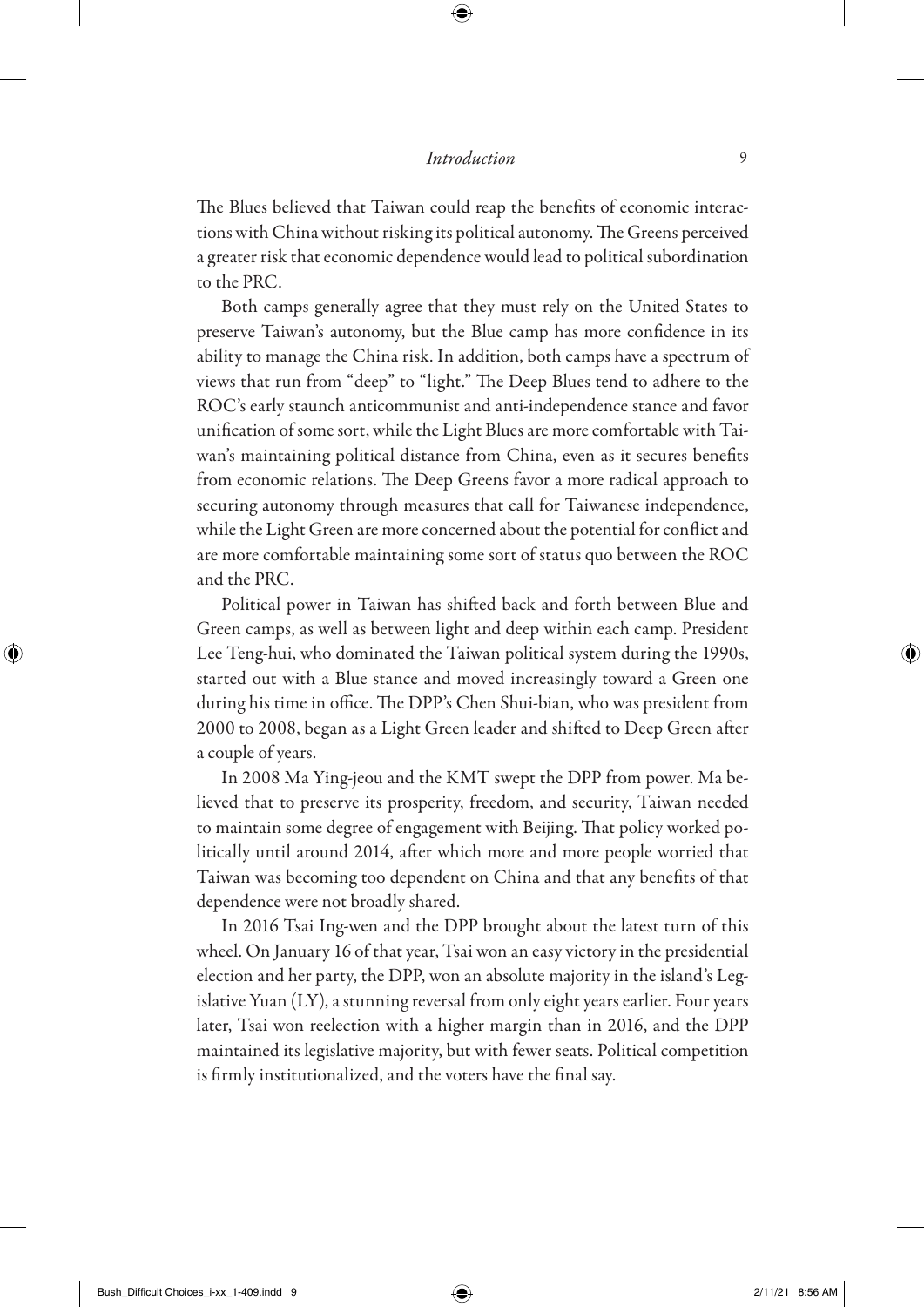The Blues believed that Taiwan could reap the benefits of economic interactions with China without risking its political autonomy. The Greens perceived a greater risk that economic dependence would lead to political subordination to the PRC.

Both camps generally agree that they must rely on the United States to preserve Taiwan's autonomy, but the Blue camp has more confidence in its ability to manage the China risk. In addition, both camps have a spectrum of views that run from "deep" to "light." The Deep Blues tend to adhere to the ROC's early staunch anticommunist and anti-independence stance and favor unification of some sort, while the Light Blues are more comfortable with Taiwan's maintaining political distance from China, even as it secures benefits from economic relations. The Deep Greens favor a more radical approach to securing autonomy through measures that call for Taiwanese independence, while the Light Green are more concerned about the potential for conflict and are more comfortable maintaining some sort of status quo between the ROC and the PRC.

Political power in Taiwan has shifted back and forth between Blue and Green camps, as well as between light and deep within each camp. President Lee Teng-hui, who dominated the Taiwan political system during the 1990s, started out with a Blue stance and moved increasingly toward a Green one during his time in office. The DPP's Chen Shui-bian, who was president from 2000 to 2008, began as a Light Green leader and shifted to Deep Green after a couple of years.

In 2008 Ma Ying-jeou and the KMT swept the DPP from power. Ma believed that to preserve its prosperity, freedom, and security, Taiwan needed to maintain some degree of engagement with Beijing. That policy worked politically until around 2014, after which more and more people worried that Taiwan was becoming too dependent on China and that any benefits of that dependence were not broadly shared.

In 2016 Tsai Ing-wen and the DPP brought about the latest turn of this wheel. On January 16 of that year, Tsai won an easy victory in the presidential election and her party, the DPP, won an absolute majority in the island's Legislative Yuan (LY), a stunning reversal from only eight years earlier. Four years later, Tsai won reelection with a higher margin than in 2016, and the DPP maintained its legislative majority, but with fewer seats. Political competition is firmly institutionalized, and the voters have the final say.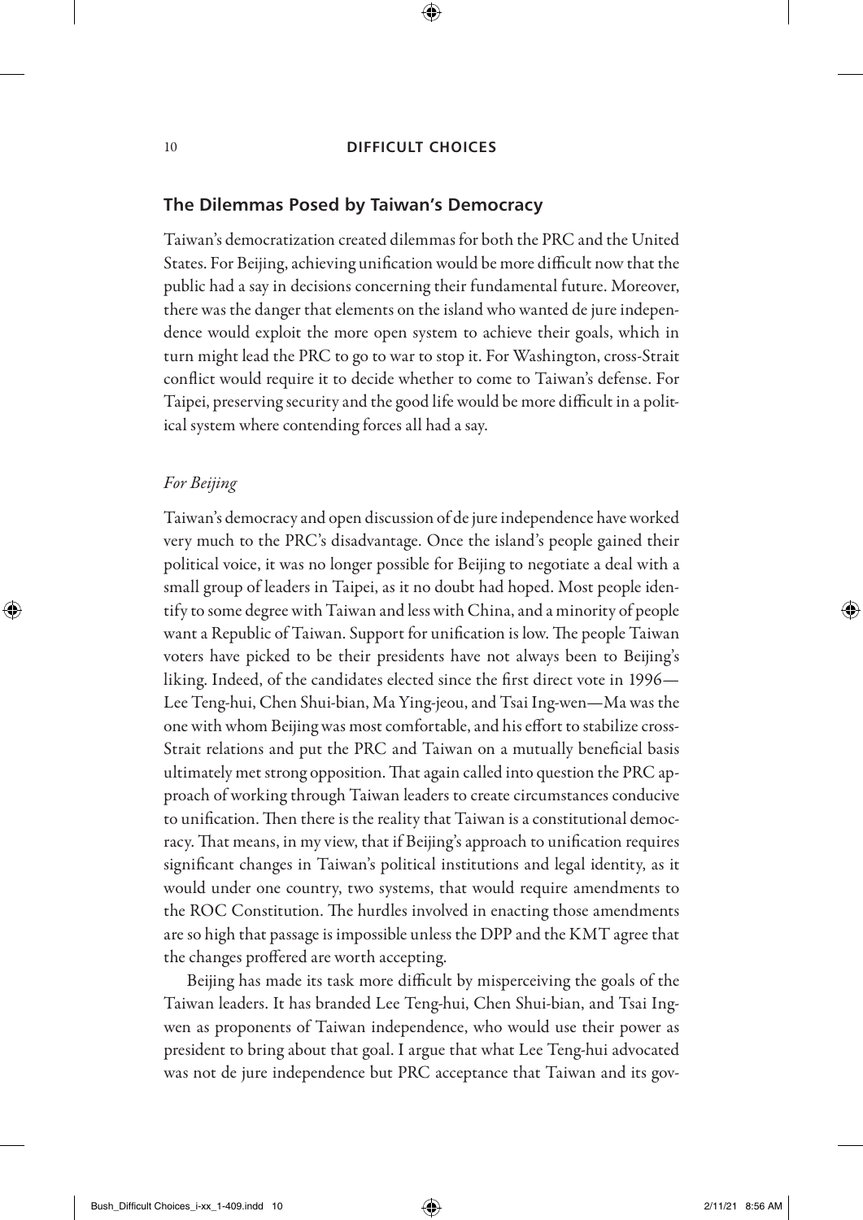## The Dilemmas Posed by Taiwan's Democracy

Taiwan's democratization created dilemmas for both the PRC and the United States. For Beijing, achieving unification would be more difficult now that the public had a say in decisions concerning their fundamental future. Moreover, there was the danger that elements on the island who wanted de jure independence would exploit the more open system to achieve their goals, which in turn might lead the PRC to go to war to stop it. For Washington, cross-Strait conflict would require it to decide whether to come to Taiwan's defense. For Taipei, preserving security and the good life would be more difficult in a political system where contending forces all had a say.

### *For Beijing*

Taiwan's democracy and open discussion of de jure independence have worked very much to the PRC's disadvantage. Once the island's people gained their political voice, it was no longer possible for Beijing to negotiate a deal with a small group of leaders in Taipei, as it no doubt had hoped. Most people identify to some degree with Taiwan and less with China, and a minority of people want a Republic of Taiwan. Support for unification is low. The people Taiwan voters have picked to be their presidents have not always been to Beijing's liking. Indeed, of the candidates elected since the first direct vote in 1996—Lee Teng-hui, Chen Shui-bian, Ma Ying-jeou, and Tsai Ing-wen—Ma was the one with whom Beijing was most comfortable, and his effort to stabilize cross-Strait relations and put the PRC and Taiwan on a mutually beneficial basis ultimately met strong opposition. That again called into question the PRC approach of working through Taiwan leaders to create circumstances conducive to unification. Then there is the reality that Taiwan is a constitutional democracy. That means, in my view, that if Beijing's approach to unification requires significant changes in Taiwan's political institutions and legal identity, as it would under one country, two systems, that would require amendments to the ROC Constitution. The hurdles involved in enacting those amendments are so high that passage is impossible unless the DPP and the KMT agree that the changes proffered are worth accepting.

Beijing has made its task more difficult by misperceiving the goals of the Taiwan leaders. It has branded Lee Teng-hui, Chen Shui-bian, and Tsai Ing-wen as proponents of Taiwan independence, who would use their power as president to bring about that goal. I argue that what Lee Teng-hui advocated was not de jure independence but PRC acceptance that Taiwan and its gov-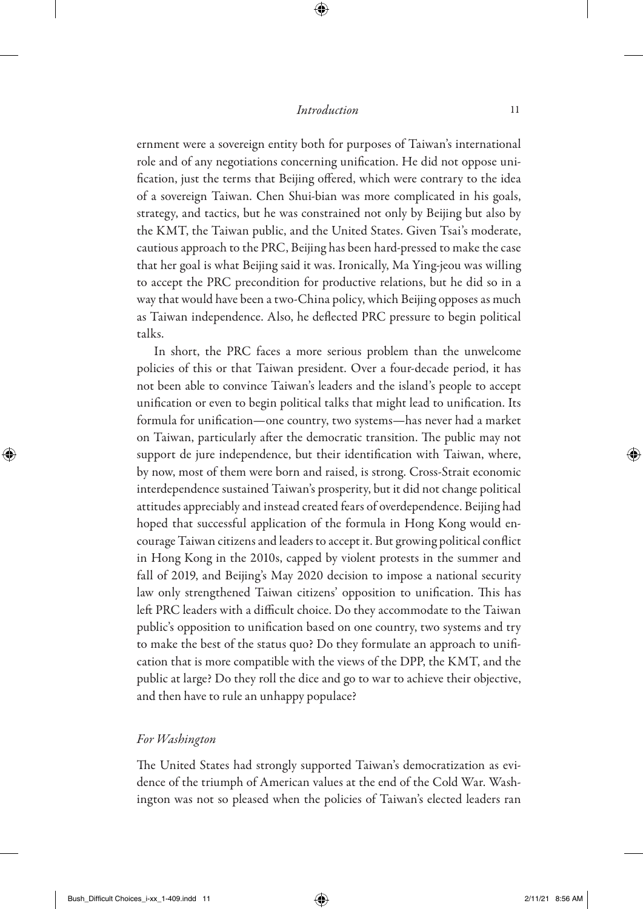ernment were a sovereign entity both for purposes of Taiwan's international role and of any negotiations concerning unification. He did not oppose unification, just the terms that Beijing offered, which were contrary to the idea of a sovereign Taiwan. Chen Shui-bian was more complicated in his goals, strategy, and tactics, but he was constrained not only by Beijing but also by the KMT, the Taiwan public, and the United States. Given Tsai's moderate, cautious approach to the PRC, Beijing has been hard-pressed to make the case that her goal is what Beijing said it was. Ironically, Ma Ying-jeou was willing to accept the PRC precondition for productive relations, but he did so in a way that would have been a two-China policy, which Beijing opposes as much as Taiwan independence. Also, he deflected PRC pressure to begin political talks.

In short, the PRC faces a more serious problem than the unwelcome policies of this or that Taiwan president. Over a four-decade period, it has not been able to convince Taiwan's leaders and the island's people to accept unification or even to begin political talks that might lead to unification. Its formula for unification—one country, two systems—has never had a market on Taiwan, particularly after the democratic transition. The public may not support de jure independence, but their identification with Taiwan, where, by now, most of them were born and raised, is strong. Cross-Strait economic interdependence sustained Taiwan's prosperity, but it did not change political attitudes appreciably and instead created fears of overdependence. Beijing had hoped that successful application of the formula in Hong Kong would encourage Taiwan citizens and leaders to accept it. But growing political conflict in Hong Kong in the 2010s, capped by violent protests in the summer and fall of 2019, and Beijing's May 2020 decision to impose a national security law only strengthened Taiwan citizens' opposition to unification. This has left PRC leaders with a difficult choice. Do they accommodate to the Taiwan public's opposition to unification based on one country, two systems and try to make the best of the status quo? Do they formulate an approach to unification that is more compatible with the views of the DPP, the KMT, and the public at large? Do they roll the dice and go to war to achieve their objective, and then have to rule an unhappy populace?

### *For Washington*

The United States had strongly supported Taiwan's democratization as evidence of the triumph of American values at the end of the Cold War. Washington was not so pleased when the policies of Taiwan's elected leaders ran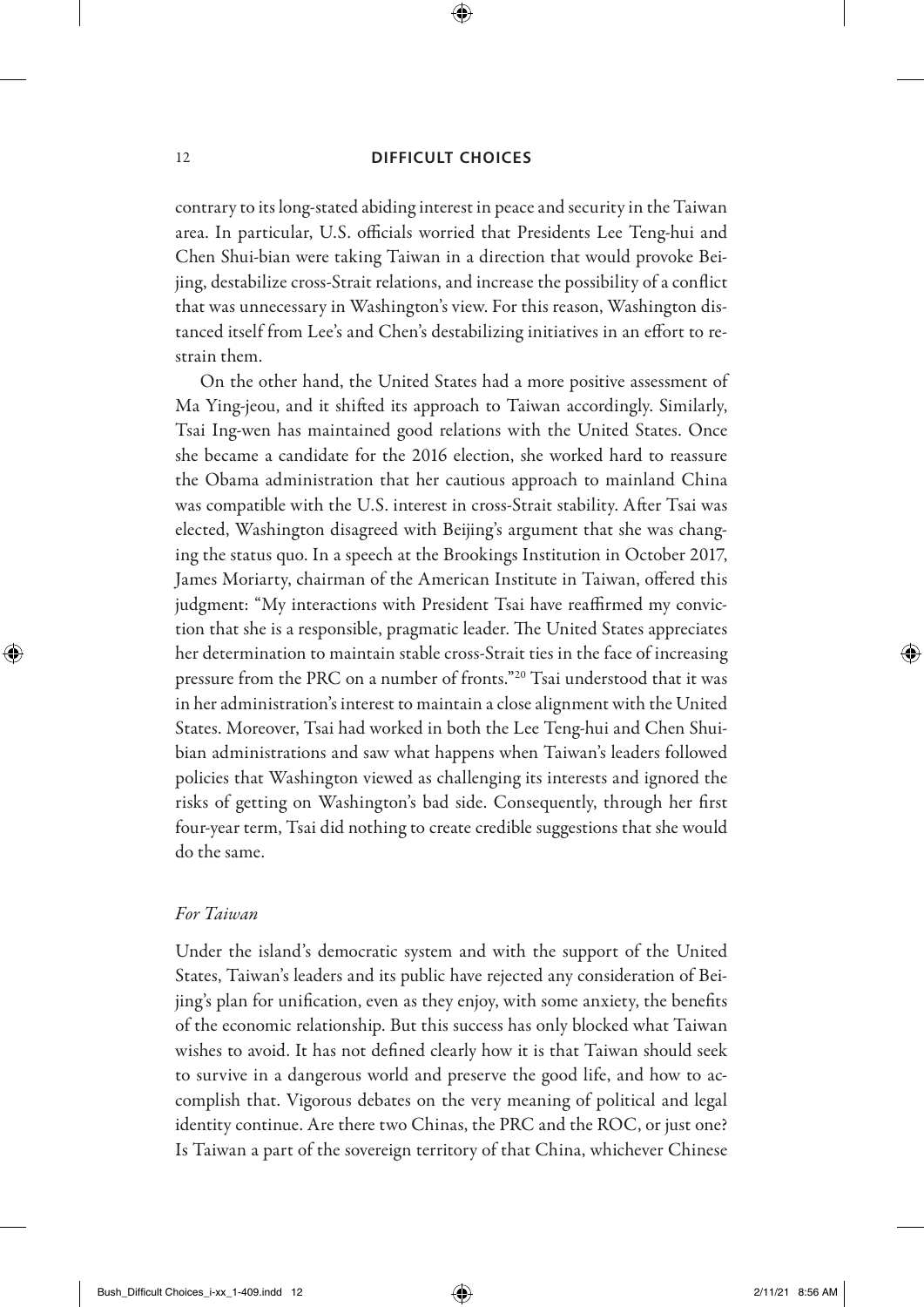contrary to its long-stated abiding interest in peace and security in the Taiwan area. In particular, U.S. officials worried that Presidents Lee Teng-hui and Chen Shui-bian were taking Taiwan in a direction that would provoke Beijing, destabilize cross-Strait relations, and increase the possibility of a conflict that was unnecessary in Washington's view. For this reason, Washington distanced itself from Lee's and Chen's destabilizing initiatives in an effort to restrain them.

On the other hand, the United States had a more positive assessment of Ma Ying-jeou, and it shifted its approach to Taiwan accordingly. Similarly, Tsai Ing-wen has maintained good relations with the United States. Once she became a candidate for the 2016 election, she worked hard to reassure the Obama administration that her cautious approach to mainland China was compatible with the U.S. interest in cross-Strait stability. After Tsai was elected, Washington disagreed with Beijing's argument that she was changing the status quo. In a speech at the Brookings Institution in October 2017, James Moriarty, chairman of the American Institute in Taiwan, offered this judgment: "My interactions with President Tsai have reaffirmed my conviction that she is a responsible, pragmatic leader. The United States appreciates her determination to maintain stable cross-Strait ties in the face of increasing pressure from the PRC on a number of fronts."[20] Tsai understood that it was in her administration's interest to maintain a close alignment with the United States. Moreover, Tsai had worked in both the Lee Teng-hui and Chen Shui-bian administrations and saw what happens when Taiwan's leaders followed policies that Washington viewed as challenging its interests and ignored the risks of getting on Washington's bad side. Consequently, through her first four-year term, Tsai did nothing to create credible suggestions that she would do the same.

*For Taiwan*

Under the island's democratic system and with the support of the United States, Taiwan's leaders and its public have rejected any consideration of Beijing's plan for unification, even as they enjoy, with some anxiety, the benefits of the economic relationship. But this success has only blocked what Taiwan wishes to avoid. It has not defined clearly how it is that Taiwan should seek to survive in a dangerous world and preserve the good life, and how to accomplish that. Vigorous debates on the very meaning of political and legal identity continue. Are there two Chinas, the PRC and the ROC, or just one? Is Taiwan a part of the sovereign territory of that China, whichever Chinese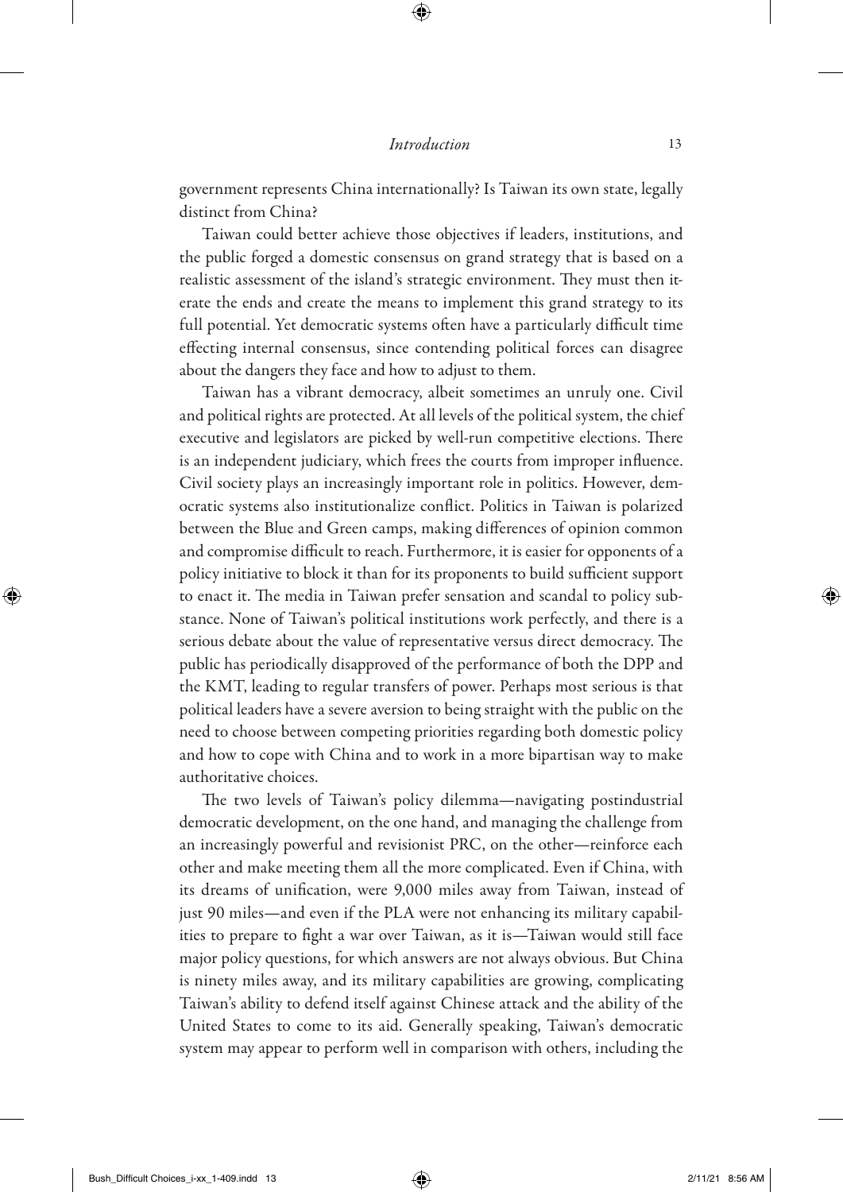government represents China internationally? Is Taiwan its own state, legally distinct from China?

Taiwan could better achieve those objectives if leaders, institutions, and the public forged a domestic consensus on grand strategy that is based on a realistic assessment of the island's strategic environment. They must then iterate the ends and create the means to implement this grand strategy to its full potential. Yet democratic systems often have a particularly difficult time effecting internal consensus, since contending political forces can disagree about the dangers they face and how to adjust to them.

Taiwan has a vibrant democracy, albeit sometimes an unruly one. Civil and political rights are protected. At all levels of the political system, the chief executive and legislators are picked by well-run competitive elections. There is an independent judiciary, which frees the courts from improper influence. Civil society plays an increasingly important role in politics. However, democratic systems also institutionalize conflict. Politics in Taiwan is polarized between the Blue and Green camps, making differences of opinion common and compromise difficult to reach. Furthermore, it is easier for opponents of a policy initiative to block it than for its proponents to build sufficient support to enact it. The media in Taiwan prefer sensation and scandal to policy substance. None of Taiwan's political institutions work perfectly, and there is a serious debate about the value of representative versus direct democracy. The public has periodically disapproved of the performance of both the DPP and the KMT, leading to regular transfers of power. Perhaps most serious is that political leaders have a severe aversion to being straight with the public on the need to choose between competing priorities regarding both domestic policy and how to cope with China and to work in a more bipartisan way to make authoritative choices.

The two levels of Taiwan's policy dilemma—navigating postindustrial democratic development, on the one hand, and managing the challenge from an increasingly powerful and revisionist PRC, on the other—reinforce each other and make meeting them all the more complicated. Even if China, with its dreams of unification, were 9,000 miles away from Taiwan, instead of just 90 miles—and even if the PLA were not enhancing its military capabilities to prepare to fight a war over Taiwan, as it is—Taiwan would still face major policy questions, for which answers are not always obvious. But China is ninety miles away, and its military capabilities are growing, complicating Taiwan's ability to defend itself against Chinese attack and the ability of the United States to come to its aid. Generally speaking, Taiwan's democratic system may appear to perform well in comparison with others, including the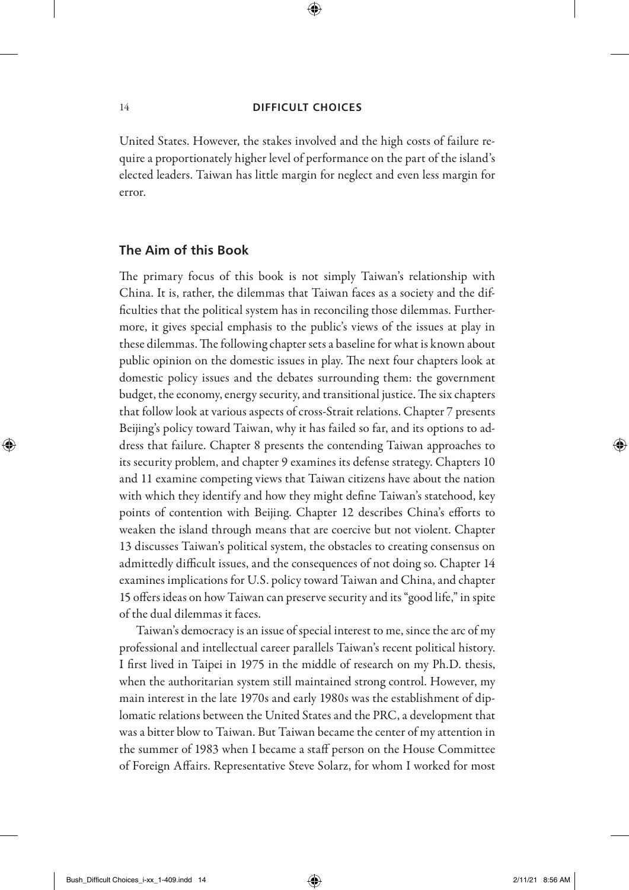United States. However, the stakes involved and the high costs of failure require a proportionately higher level of performance on the part of the island's elected leaders. Taiwan has little margin for neglect and even less margin for error.

## The Aim of this Book

The primary focus of this book is not simply Taiwan's relationship with China. It is, rather, the dilemmas that Taiwan faces as a society and the difficulties that the political system has in reconciling those dilemmas. Furthermore, it gives special emphasis to the public's views of the issues at play in these dilemmas. The following chapter sets a baseline for what is known about public opinion on the domestic issues in play. The next four chapters look at domestic policy issues and the debates surrounding them: the government budget, the economy, energy security, and transitional justice. The six chapters that follow look at various aspects of cross-Strait relations. Chapter 7 presents Beijing's policy toward Taiwan, why it has failed so far, and its options to address that failure. Chapter 8 presents the contending Taiwan approaches to its security problem, and chapter 9 examines its defense strategy. Chapters 10 and 11 examine competing views that Taiwan citizens have about the nation with which they identify and how they might define Taiwan's statehood, key points of contention with Beijing. Chapter 12 describes China's efforts to weaken the island through means that are coercive but not violent. Chapter 13 discusses Taiwan's political system, the obstacles to creating consensus on admittedly difficult issues, and the consequences of not doing so. Chapter 14 examines implications for U.S. policy toward Taiwan and China, and chapter 15 offers ideas on how Taiwan can preserve security and its "good life," in spite of the dual dilemmas it faces.

Taiwan's democracy is an issue of special interest to me, since the arc of my professional and intellectual career parallels Taiwan's recent political history. I first lived in Taipei in 1975 in the middle of research on my Ph.D. thesis, when the authoritarian system still maintained strong control. However, my main interest in the late 1970s and early 1980s was the establishment of diplomatic relations between the United States and the PRC, a development that was a bitter blow to Taiwan. But Taiwan became the center of my attention in the summer of 1983 when I became a staff person on the House Committee of Foreign Affairs. Representative Steve Solarz, for whom I worked for most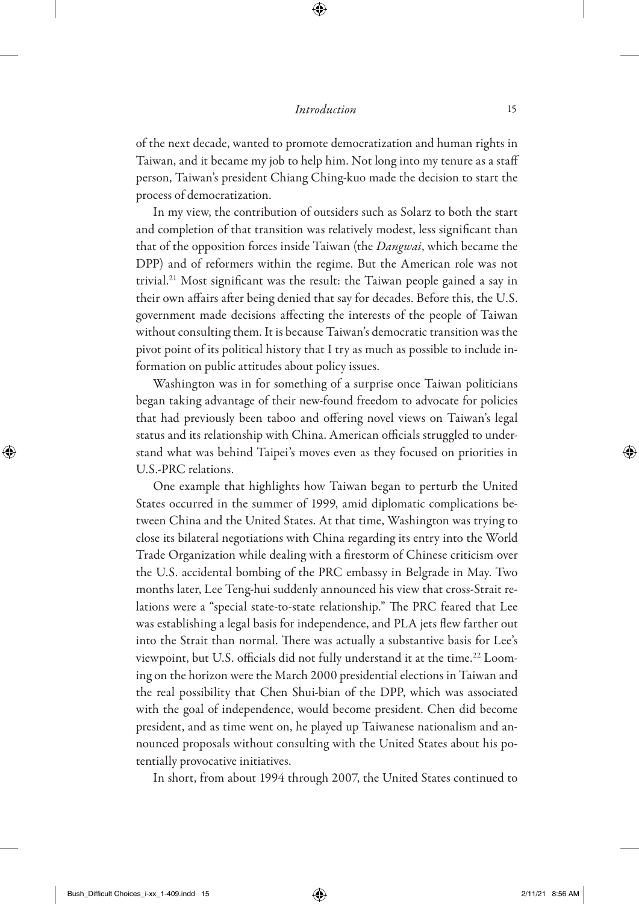of the next decade, wanted to promote democratization and human rights in Taiwan, and it became my job to help him. Not long into my tenure as a staff person, Taiwan's president Chiang Ching-kuo made the decision to start the process of democratization.

In my view, the contribution of outsiders such as Solarz to both the start and completion of that transition was relatively modest, less significant than that of the opposition forces inside Taiwan (the *Dangwai*, which became the DPP) and of reformers within the regime. But the American role was not trivial.[21] Most significant was the result: the Taiwan people gained a say in their own affairs after being denied that say for decades. Before this, the U.S. government made decisions affecting the interests of the people of Taiwan without consulting them. It is because Taiwan's democratic transition was the pivot point of its political history that I try as much as possible to include information on public attitudes about policy issues.

Washington was in for something of a surprise once Taiwan politicians began taking advantage of their new-found freedom to advocate for policies that had previously been taboo and offering novel views on Taiwan's legal status and its relationship with China. American officials struggled to understand what was behind Taipei's moves even as they focused on priorities in U.S.-PRC relations.

One example that highlights how Taiwan began to perturb the United States occurred in the summer of 1999, amid diplomatic complications between China and the United States. At that time, Washington was trying to close its bilateral negotiations with China regarding its entry into the World Trade Organization while dealing with a firestorm of Chinese criticism over the U.S. accidental bombing of the PRC embassy in Belgrade in May. Two months later, Lee Teng-hui suddenly announced his view that cross-Strait relations were a "special state-to-state relationship." The PRC feared that Lee was establishing a legal basis for independence, and PLA jets flew farther out into the Strait than normal. There was actually a substantive basis for Lee's viewpoint, but U.S. officials did not fully understand it at the time.[22] Looming on the horizon were the March 2000 presidential elections in Taiwan and the real possibility that Chen Shui-bian of the DPP, which was associated with the goal of independence, would become president. Chen did become president, and as time went on, he played up Taiwanese nationalism and announced proposals without consulting with the United States about his potentially provocative initiatives.

In short, from about 1994 through 2007, the United States continued to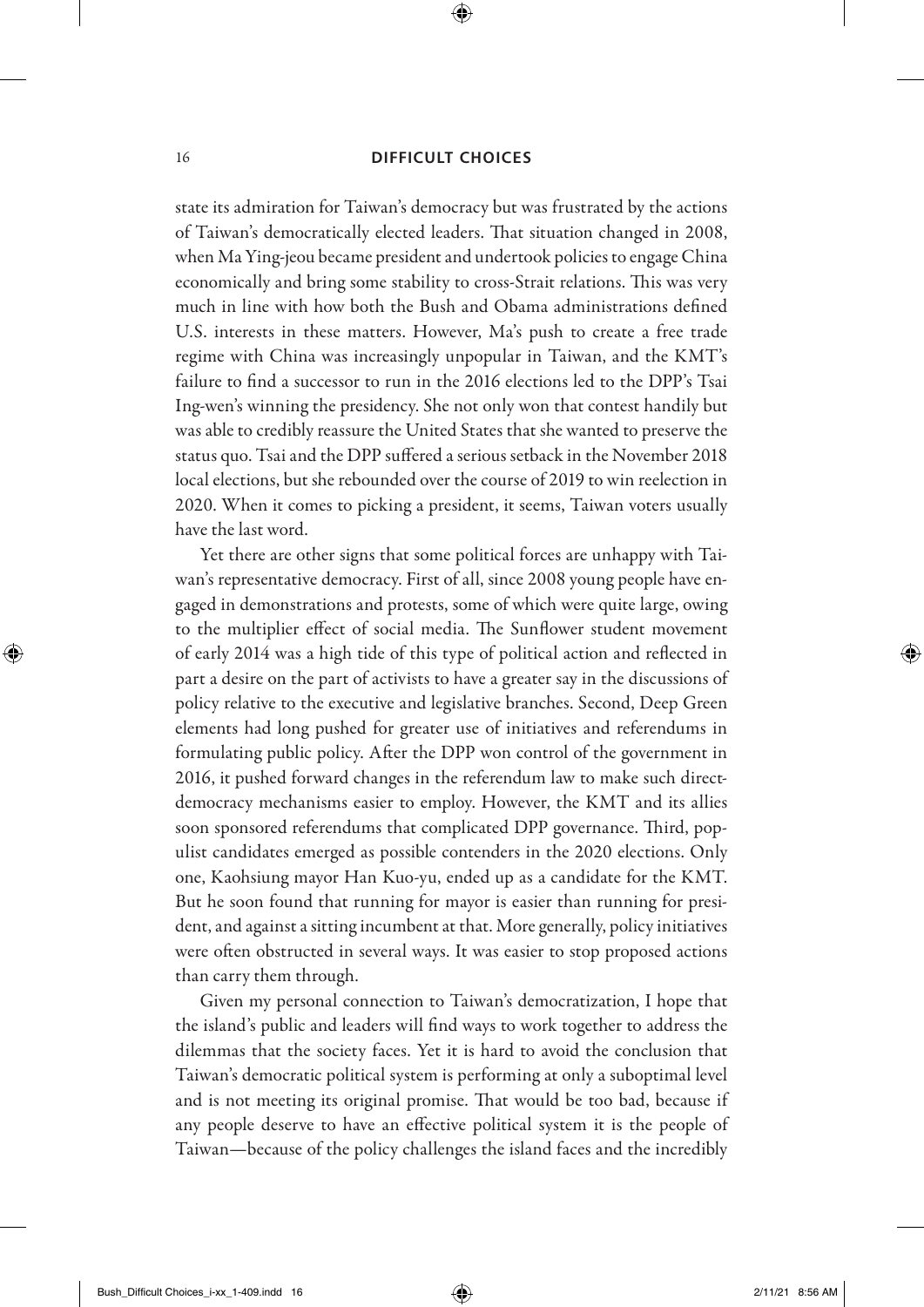state its admiration for Taiwan's democracy but was frustrated by the actions of Taiwan's democratically elected leaders. That situation changed in 2008, when Ma Ying-jeou became president and undertook policies to engage China economically and bring some stability to cross-Strait relations. This was very much in line with how both the Bush and Obama administrations defined U.S. interests in these matters. However, Ma's push to create a free trade regime with China was increasingly unpopular in Taiwan, and the KMT's failure to find a successor to run in the 2016 elections led to the DPP's Tsai Ing-wen's winning the presidency. She not only won that contest handily but was able to credibly reassure the United States that she wanted to preserve the status quo. Tsai and the DPP suffered a serious setback in the November 2018 local elections, but she rebounded over the course of 2019 to win reelection in 2020. When it comes to picking a president, it seems, Taiwan voters usually have the last word.

Yet there are other signs that some political forces are unhappy with Taiwan's representative democracy. First of all, since 2008 young people have engaged in demonstrations and protests, some of which were quite large, owing to the multiplier effect of social media. The Sunflower student movement of early 2014 was a high tide of this type of political action and reflected in part a desire on the part of activists to have a greater say in the discussions of policy relative to the executive and legislative branches. Second, Deep Green elements had long pushed for greater use of initiatives and referendums in formulating public policy. After the DPP won control of the government in 2016, it pushed forward changes in the referendum law to make such direct-democracy mechanisms easier to employ. However, the KMT and its allies soon sponsored referendums that complicated DPP governance. Third, populist candidates emerged as possible contenders in the 2020 elections. Only one, Kaohsiung mayor Han Kuo-yu, ended up as a candidate for the KMT. But he soon found that running for mayor is easier than running for president, and against a sitting incumbent at that. More generally, policy initiatives were often obstructed in several ways. It was easier to stop proposed actions than carry them through.

Given my personal connection to Taiwan's democratization, I hope that the island's public and leaders will find ways to work together to address the dilemmas that the society faces. Yet it is hard to avoid the conclusion that Taiwan's democratic political system is performing at only a suboptimal level and is not meeting its original promise. That would be too bad, because if any people deserve to have an effective political system it is the people of Taiwan—because of the policy challenges the island faces and the incredibly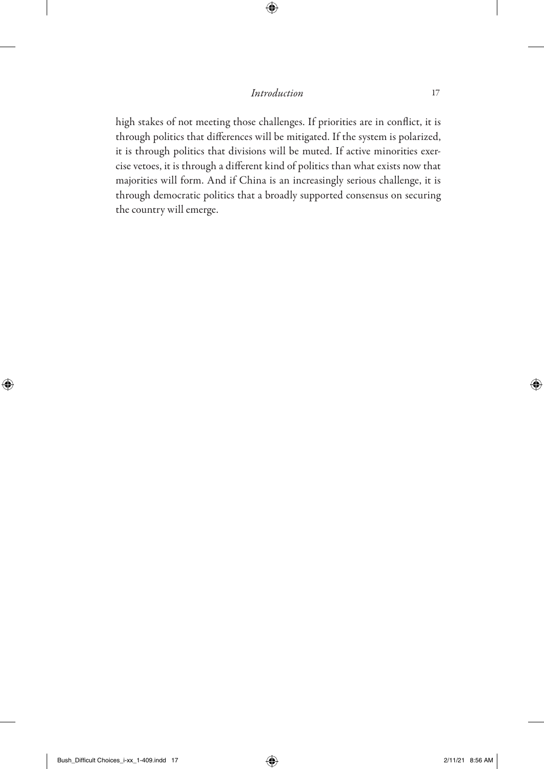high stakes of not meeting those challenges. If priorities are in conflict, it is through politics that differences will be mitigated. If the system is polarized, it is through politics that divisions will be muted. If active minorities exercise vetoes, it is through a different kind of politics than what exists now that majorities will form. And if China is an increasingly serious challenge, it is through democratic politics that a broadly supported consensus on securing the country will emerge.